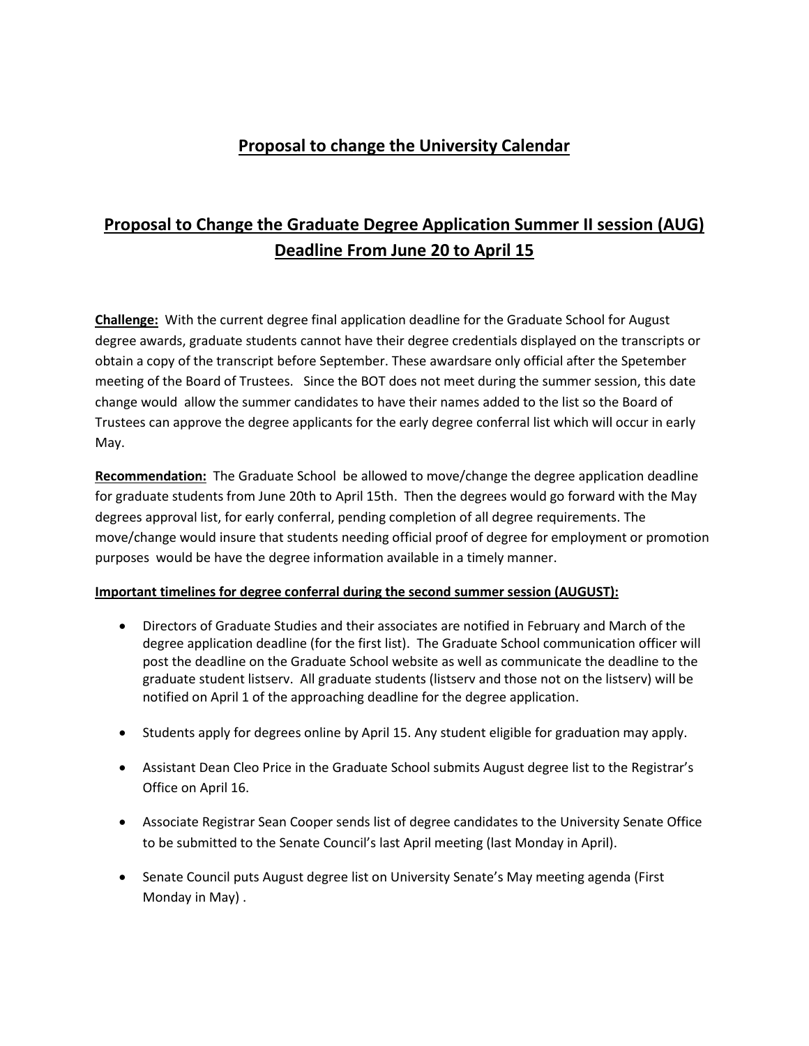# Proposal to change the University Calendar

## Proposal to Change the Graduate Degree Application Summer II session (AUG) Deadline From June 20 to April 15

**Challenge:** With the current degree final application deadline for the Graduate School for August degree awards, graduate students cannot have their degree credentials displayed on the transcripts or obtain a copy of the transcript before September. These awardsare only official after the Spetember meeting of the Board of Trustees. Since the BOT does not meet during the summer session, this date change would allow the summer candidates to have their names added to the list so the Board of Trustees can approve the degree applicants for the early degree conferral list which will occur in early May.

**Recommendation:** The Graduate School be allowed to move/change the degree application deadline for graduate students from June 20th to April 15th. Then the degrees would go forward with the May degrees approval list, for early conferral, pending completion of all degree requirements. The move/change would insure that students needing official proof of degree for employment or promotion purposes would be have the degree information available in a timely manner.

**Important timelines for degree conferral during the second summer session (AUGUST):**

- Directors of Graduate Studies and their associates are notified in February and March of the degree application deadline (for the first list). The Graduate School communication officer will post the deadline on the Graduate School website as well as communicate the deadline to the graduate student listserv. All graduate students (listserv and those not on the listserv) will be notified on April 1 of the approaching deadline for the degree application.
- Students apply for degrees online by April 15. Any student eligible for graduation may apply.
- Assistant Dean Cleo Price in the Graduate School submits August degree list to the Registrar's Office on April 16.
- Associate Registrar Sean Cooper sends list of degree candidates to the University Senate Office to be submitted to the Senate Council's last April meeting (last Monday in April).
- Senate Council puts August degree list on University Senate's May meeting agenda (First Monday in May) .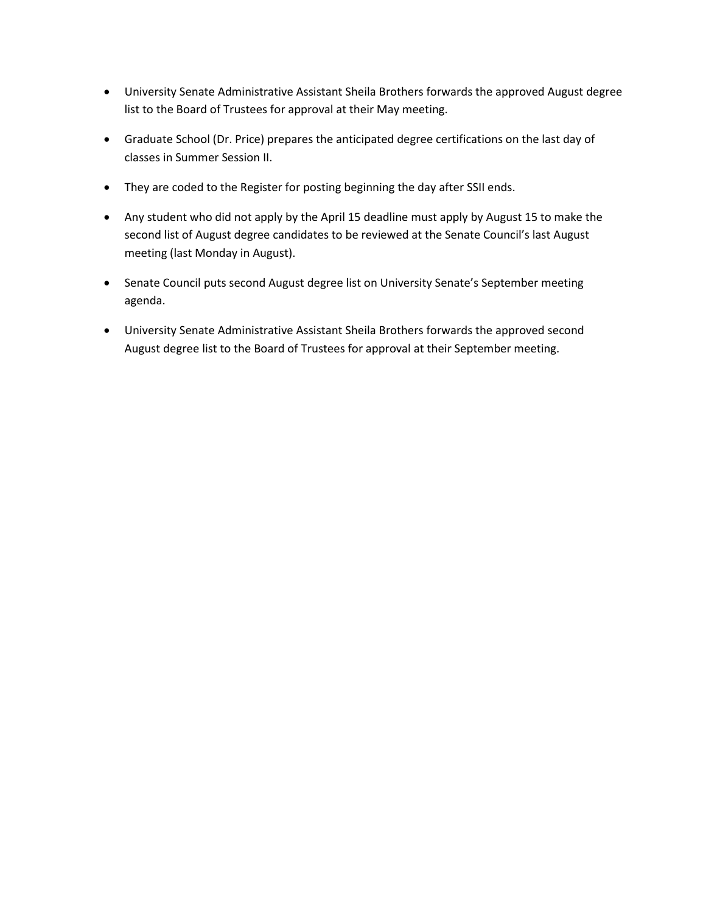- University Senate Administrative Assistant Sheila Brothers forwards the approved August degree list to the Board of Trustees for approval at their May meeting.
- Graduate School (Dr. Price) prepares the anticipated degree certifications on the last day of classes in Summer Session II.
- They are coded to the Register for posting beginning the day after SSII ends.
- Any student who did not apply by the April 15 deadline must apply by August 15 to make the second list of August degree candidates to be reviewed at the Senate Council's last August meeting (last Monday in August).
- Senate Council puts second August degree list on University Senate's September meeting agenda.
- University Senate Administrative Assistant Sheila Brothers forwards the approved second August degree list to the Board of Trustees for approval at their September meeting.